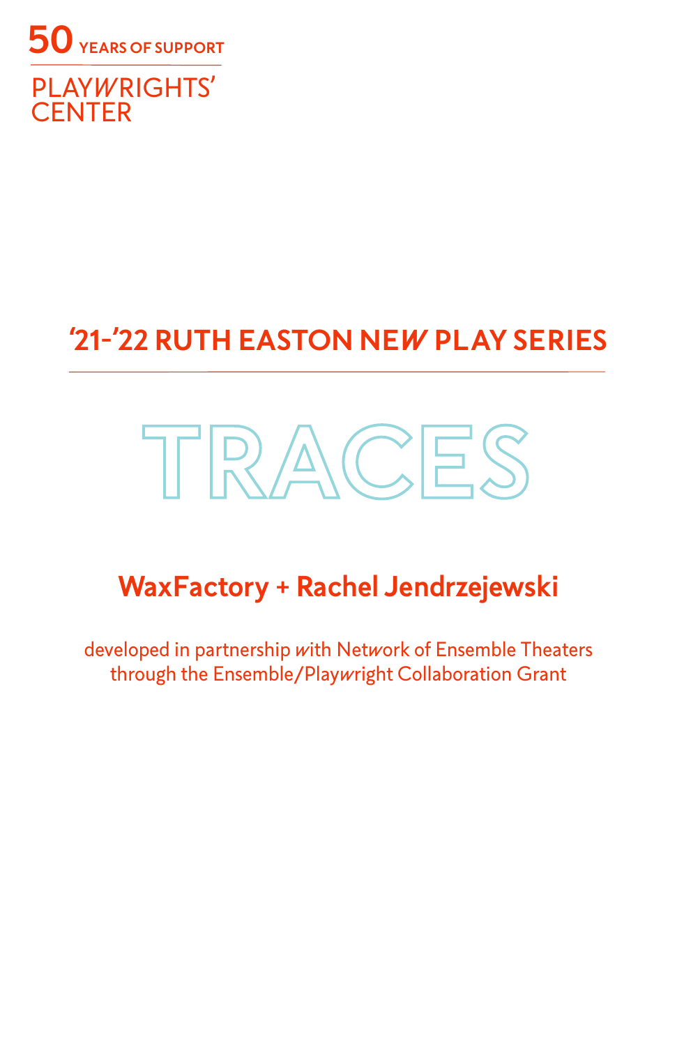50 YEARS OF SUPPORT

PLAYWRIGHTS' CENTER

## '21-'22 RUTH EASTON NEW PLAY SERIES

# TRACES

## WaxFactory + Rachel Jendrzejewski

developed in partnership with Network of Ensemble Theaters through the Ensemble/Playwright Collaboration Grant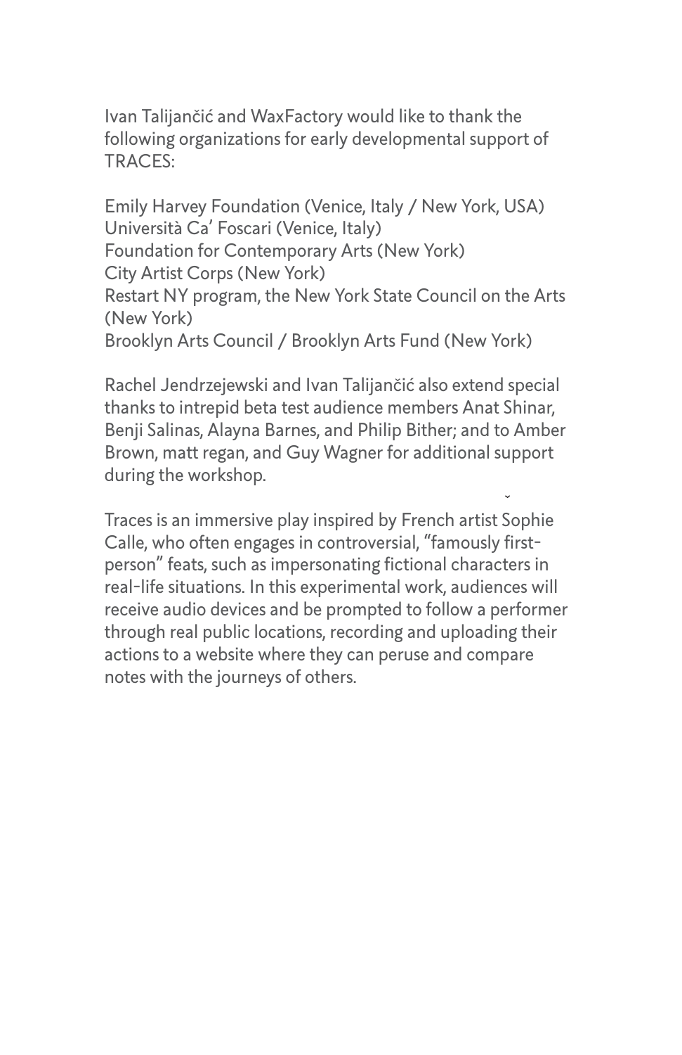Ivan Talijančić and WaxFactory would like to thank the following organizations for early developmental support of TRACES:

Emily Harvey Foundation (Venice, Italy / New York, USA)
Università Ca' Foscari (Venice, Italy)
Foundation for Contemporary Arts (New York)
City Artist Corps (New York)
Restart NY program, the New York State Council on the Arts (New York)
Brooklyn Arts Council / Brooklyn Arts Fund (New York)

Rachel Jendrzejewski and Ivan Talijančić also extend special thanks to intrepid beta test audience members Anat Shinar, Benji Salinas, Alayna Barnes, and Philip Bither; and to Amber Brown, matt regan, and Guy Wagner for additional support during the workshop.

Traces is an immersive play inspired by French artist Sophie Calle, who often engages in controversial, "famously first-person" feats, such as impersonating fictional characters in real-life situations. In this experimental work, audiences will receive audio devices and be prompted to follow a performer through real public locations, recording and uploading their actions to a website where they can peruse and compare notes with the journeys of others.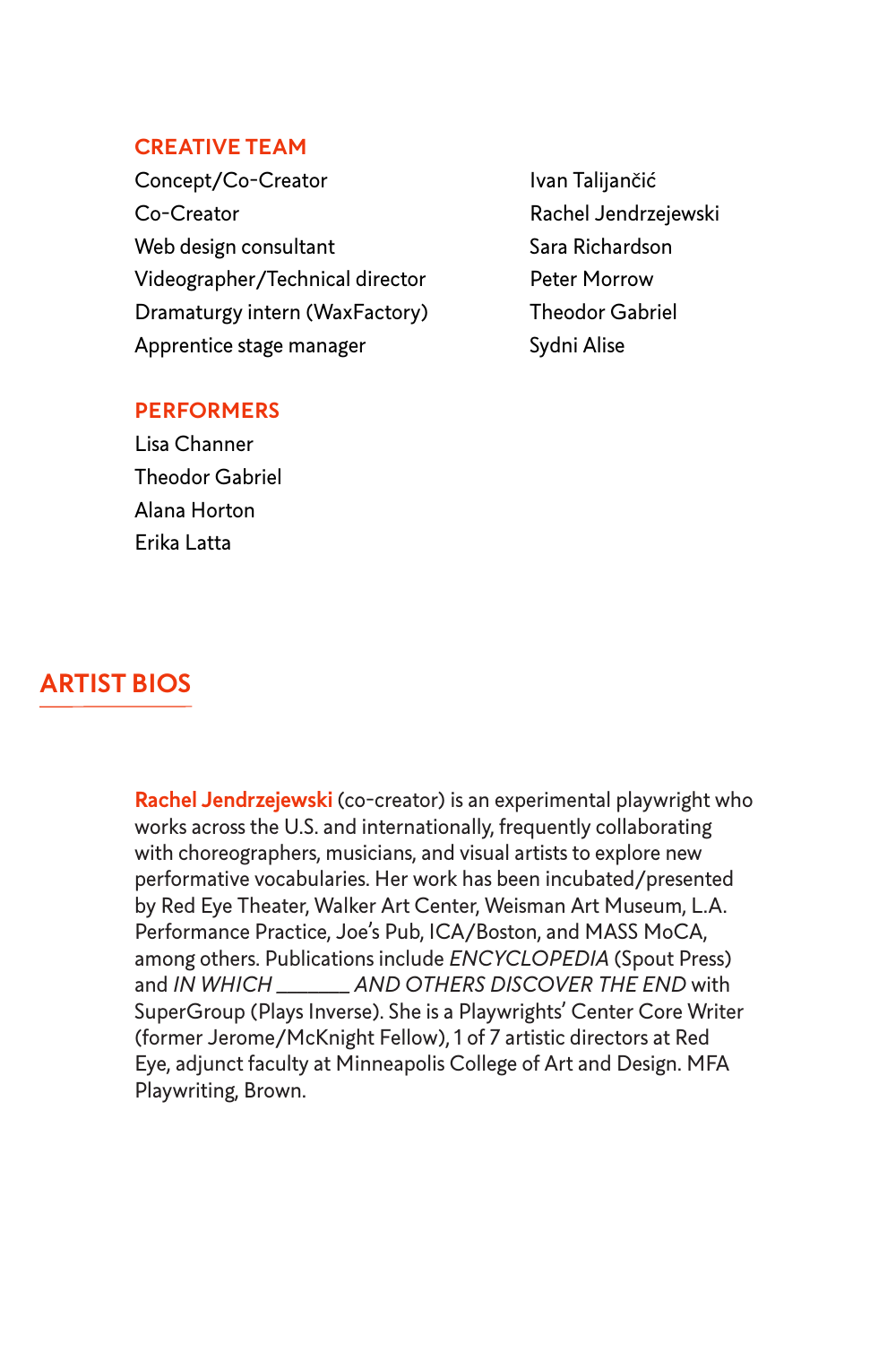## CREATIVE TEAM

| | |
|---|---|
| Concept/Co-Creator | Ivan Talijančić |
| Co-Creator | Rachel Jendrzejewski |
| Web design consultant | Sara Richardson |
| Videographer/Technical director | Peter Morrow |
| Dramaturgy intern (WaxFactory) | Theodor Gabriel |
| Apprentice stage manager | Sydni Alise |

## PERFORMERS

Lisa Channer
Theodor Gabriel
Alana Horton
Erika Latta

# ARTIST BIOS

**Rachel Jendrzejewski** (co-creator) is an experimental playwright who works across the U.S. and internationally, frequently collaborating with choreographers, musicians, and visual artists to explore new performative vocabularies. Her work has been incubated/presented by Red Eye Theater, Walker Art Center, Weisman Art Museum, L.A. Performance Practice, Joe's Pub, ICA/Boston, and MASS MoCA, among others. Publications include *ENCYCLOPEDIA* (Spout Press) and *IN WHICH _______ AND OTHERS DISCOVER THE END* with SuperGroup (Plays Inverse). She is a Playwrights' Center Core Writer (former Jerome/McKnight Fellow), 1 of 7 artistic directors at Red Eye, adjunct faculty at Minneapolis College of Art and Design. MFA Playwriting, Brown.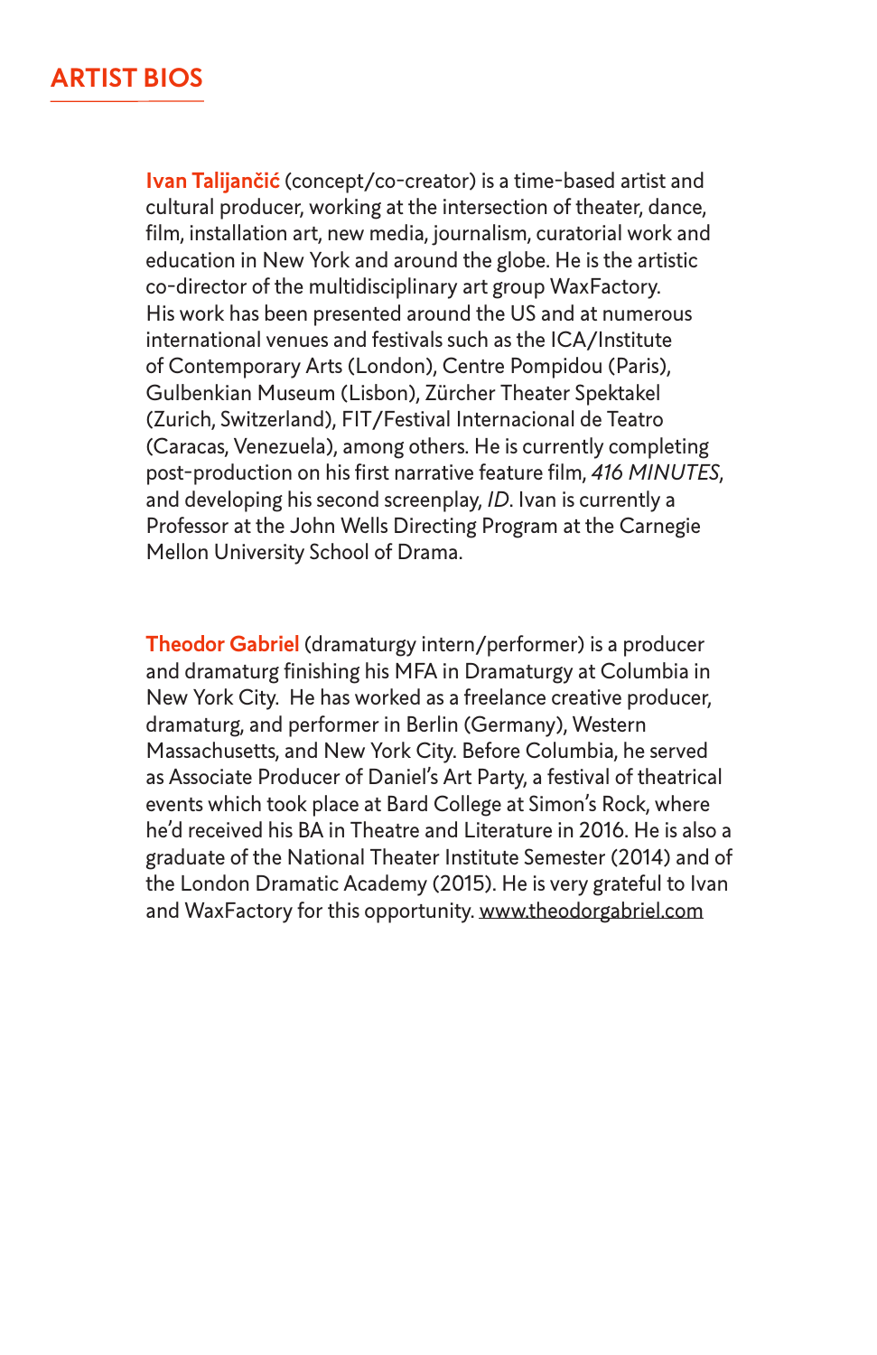## ARTIST BIOS

**Ivan Talijančić** (concept/co-creator) is a time-based artist and cultural producer, working at the intersection of theater, dance, film, installation art, new media, journalism, curatorial work and education in New York and around the globe. He is the artistic co-director of the multidisciplinary art group WaxFactory. His work has been presented around the US and at numerous international venues and festivals such as the ICA/Institute of Contemporary Arts (London), Centre Pompidou (Paris), Gulbenkian Museum (Lisbon), Zürcher Theater Spektakel (Zurich, Switzerland), FIT/Festival Internacional de Teatro (Caracas, Venezuela), among others. He is currently completing post-production on his first narrative feature film, *416 MINUTES*, and developing his second screenplay, *ID*. Ivan is currently a Professor at the John Wells Directing Program at the Carnegie Mellon University School of Drama.

**Theodor Gabriel** (dramaturgy intern/performer) is a producer and dramaturg finishing his MFA in Dramaturgy at Columbia in New York City. He has worked as a freelance creative producer, dramaturg, and performer in Berlin (Germany), Western Massachusetts, and New York City. Before Columbia, he served as Associate Producer of Daniel's Art Party, a festival of theatrical events which took place at Bard College at Simon's Rock, where he'd received his BA in Theatre and Literature in 2016. He is also a graduate of the National Theater Institute Semester (2014) and of the London Dramatic Academy (2015). He is very grateful to Ivan and WaxFactory for this opportunity. www.theodorgabriel.com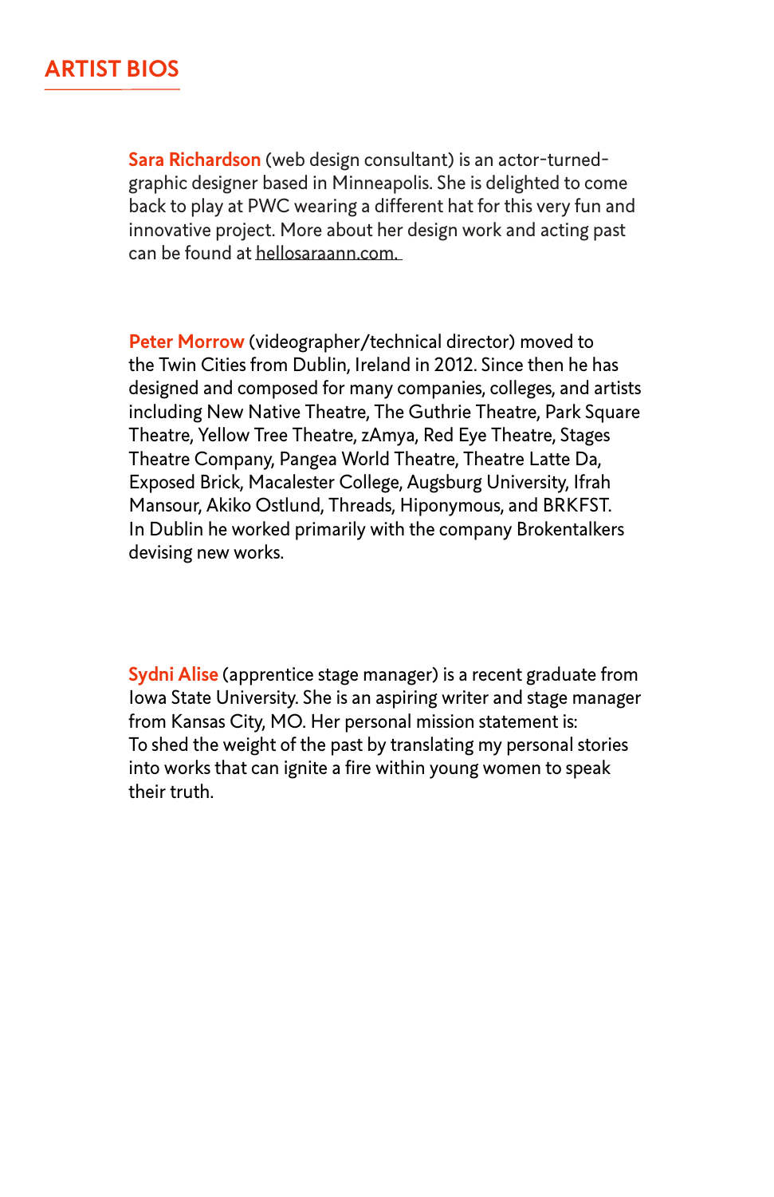## ARTIST BIOS

**Sara Richardson** (web design consultant) is an actor-turned-graphic designer based in Minneapolis. She is delighted to come back to play at PWC wearing a different hat for this very fun and innovative project. More about her design work and acting past can be found at hellosaraann.com.

**Peter Morrow** (videographer/technical director) moved to the Twin Cities from Dublin, Ireland in 2012. Since then he has designed and composed for many companies, colleges, and artists including New Native Theatre, The Guthrie Theatre, Park Square Theatre, Yellow Tree Theatre, zAmya, Red Eye Theatre, Stages Theatre Company, Pangea World Theatre, Theatre Latte Da, Exposed Brick, Macalester College, Augsburg University, Ifrah Mansour, Akiko Ostlund, Threads, Hiponymous, and BRKFST. In Dublin he worked primarily with the company Brokentalkers devising new works.

**Sydni Alise** (apprentice stage manager) is a recent graduate from Iowa State University. She is an aspiring writer and stage manager from Kansas City, MO. Her personal mission statement is:
To shed the weight of the past by translating my personal stories into works that can ignite a fire within young women to speak their truth.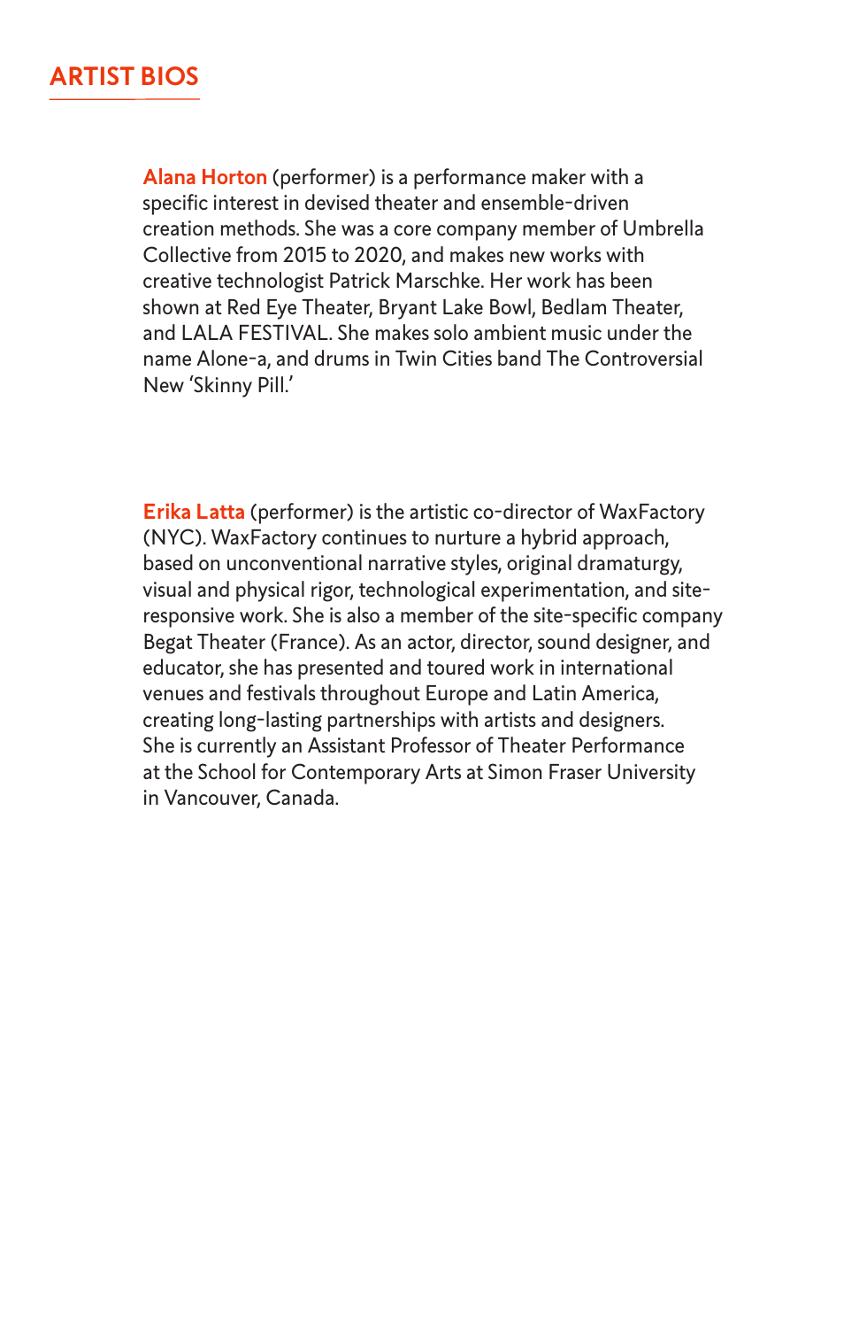## ARTIST BIOS

**Alana Horton** (performer) is a performance maker with a specific interest in devised theater and ensemble-driven creation methods. She was a core company member of Umbrella Collective from 2015 to 2020, and makes new works with creative technologist Patrick Marschke. Her work has been shown at Red Eye Theater, Bryant Lake Bowl, Bedlam Theater, and LALA FESTIVAL. She makes solo ambient music under the name Alone-a, and drums in Twin Cities band The Controversial New 'Skinny Pill.'

**Erika Latta** (performer) is the artistic co-director of WaxFactory (NYC). WaxFactory continues to nurture a hybrid approach, based on unconventional narrative styles, original dramaturgy, visual and physical rigor, technological experimentation, and site-responsive work. She is also a member of the site-specific company Begat Theater (France). As an actor, director, sound designer, and educator, she has presented and toured work in international venues and festivals throughout Europe and Latin America, creating long-lasting partnerships with artists and designers. She is currently an Assistant Professor of Theater Performance at the School for Contemporary Arts at Simon Fraser University in Vancouver, Canada.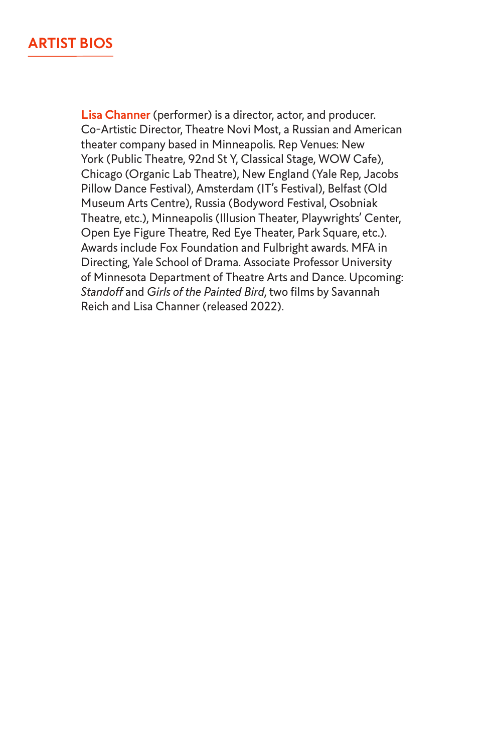## ARTIST BIOS

**Lisa Channer** (performer) is a director, actor, and producer. Co-Artistic Director, Theatre Novi Most, a Russian and American theater company based in Minneapolis. Rep Venues: New York (Public Theatre, 92nd St Y, Classical Stage, WOW Cafe), Chicago (Organic Lab Theatre), New England (Yale Rep, Jacobs Pillow Dance Festival), Amsterdam (IT's Festival), Belfast (Old Museum Arts Centre), Russia (Bodyword Festival, Osobniak Theatre, etc.), Minneapolis (Illusion Theater, Playwrights' Center, Open Eye Figure Theatre, Red Eye Theater, Park Square, etc.). Awards include Fox Foundation and Fulbright awards. MFA in Directing, Yale School of Drama. Associate Professor University of Minnesota Department of Theatre Arts and Dance. Upcoming: *Standoff* and *Girls of the Painted Bird*, two films by Savannah Reich and Lisa Channer (released 2022).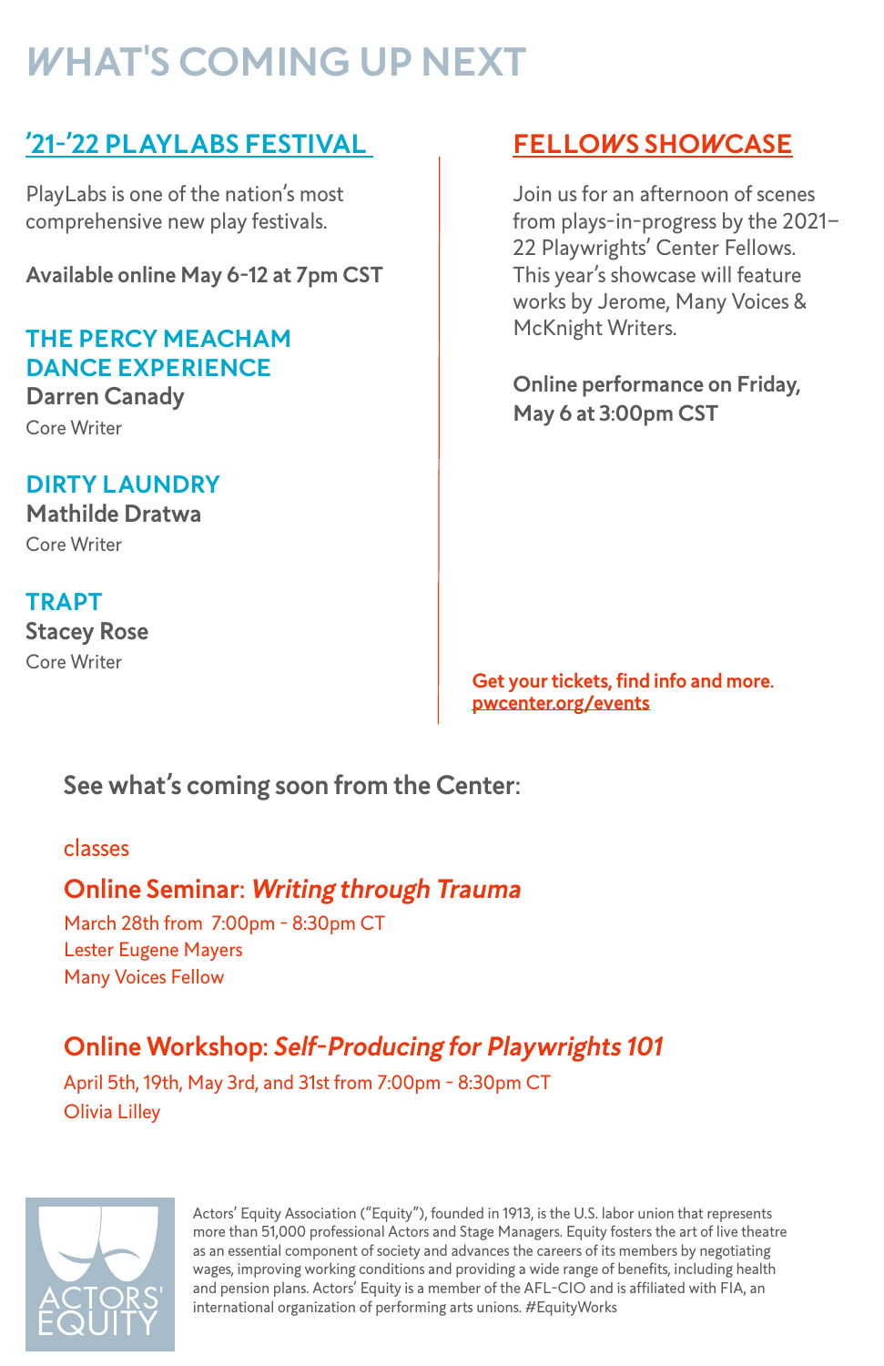# WHAT'S COMING UP NEXT

## '21-'22 PLAYLABS FESTIVAL

PlayLabs is one of the nation's most comprehensive new play festivals.

**Available online May 6-12 at 7pm CST**

### THE PERCY MEACHAM DANCE EXPERIENCE
**Darren Canady**
Core Writer

### DIRTY LAUNDRY
**Mathilde Dratwa**
Core Writer

### TRAPT
**Stacey Rose**
Core Writer

## FELLOWS SHOWCASE

Join us for an afternoon of scenes from plays-in-progress by the 2021–22 Playwrights' Center Fellows. This year's showcase will feature works by Jerome, Many Voices & McKnight Writers.

**Online performance on Friday, May 6 at 3:00pm CST**

**Get your tickets, find info and more. pwcenter.org/events**

## See what's coming soon from the Center:

classes

### Online Seminar: *Writing through Trauma*

March 28th from 7:00pm - 8:30pm CT
Lester Eugene Mayers
Many Voices Fellow

### Online Workshop: *Self-Producing for Playwrights 101*

April 5th, 19th, May 3rd, and 31st from 7:00pm - 8:30pm CT
Olivia Lilley

ACTORS' EQUITY

Actors' Equity Association ("Equity"), founded in 1913, is the U.S. labor union that represents more than 51,000 professional Actors and Stage Managers. Equity fosters the art of live theatre as an essential component of society and advances the careers of its members by negotiating wages, improving working conditions and providing a wide range of benefits, including health and pension plans. Actors' Equity is a member of the AFL-CIO and is affiliated with FIA, an international organization of performing arts unions. #EquityWorks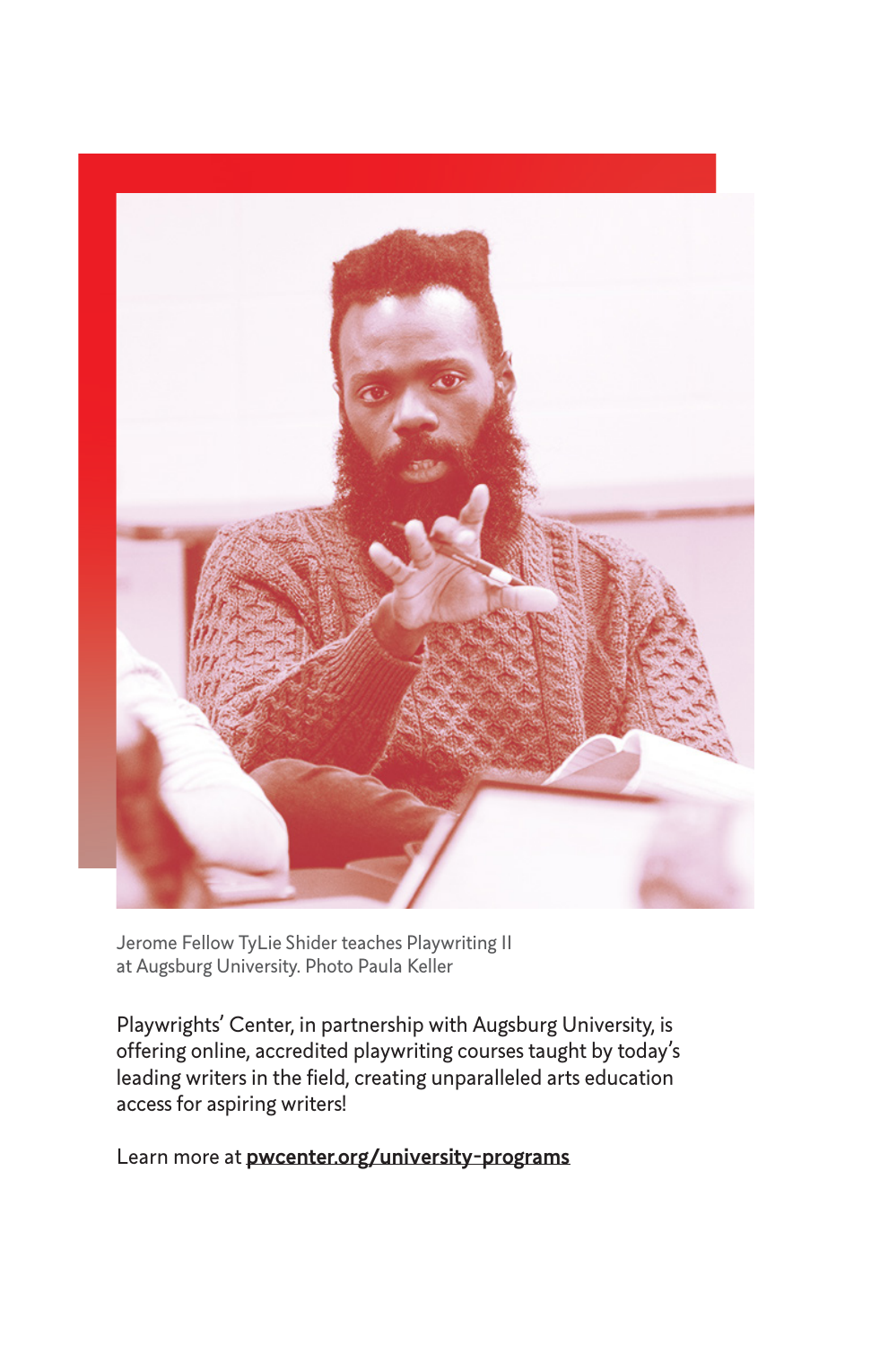Jerome Fellow TyLie Shider teaches Playwriting II at Augsburg University. Photo Paula Keller

Playwrights' Center, in partnership with Augsburg University, is offering online, accredited playwriting courses taught by today's leading writers in the field, creating unparalleled arts education access for aspiring writers!

Learn more at **pwcenter.org/university-programs**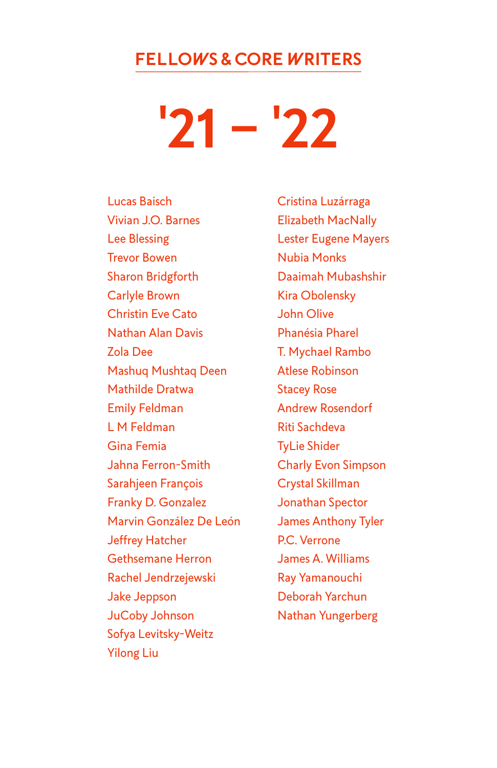# FELLOWS & CORE WRITERS

## '21 – '22

Lucas Baisch
Vivian J.O. Barnes
Lee Blessing
Trevor Bowen
Sharon Bridgforth
Carlyle Brown
Christin Eve Cato
Nathan Alan Davis
Zola Dee
Mashuq Mushtaq Deen
Mathilde Dratwa
Emily Feldman
L M Feldman
Gina Femia
Jahna Ferron-Smith
Sarahjeen François
Franky D. Gonzalez
Marvin González De León
Jeffrey Hatcher
Gethsemane Herron
Rachel Jendrzejewski
Jake Jeppson
JuCoby Johnson
Sofya Levitsky-Weitz
Yilong Liu
Cristina Luzárraga
Elizabeth MacNally
Lester Eugene Mayers
Nubia Monks
Daaimah Mubashshir
Kira Obolensky
John Olive
Phanésia Pharel
T. Mychael Rambo
Atlese Robinson
Stacey Rose
Andrew Rosendorf
Riti Sachdeva
TyLie Shider
Charly Evon Simpson
Crystal Skillman
Jonathan Spector
James Anthony Tyler
P.C. Verrone
James A. Williams
Ray Yamanouchi
Deborah Yarchun
Nathan Yungerberg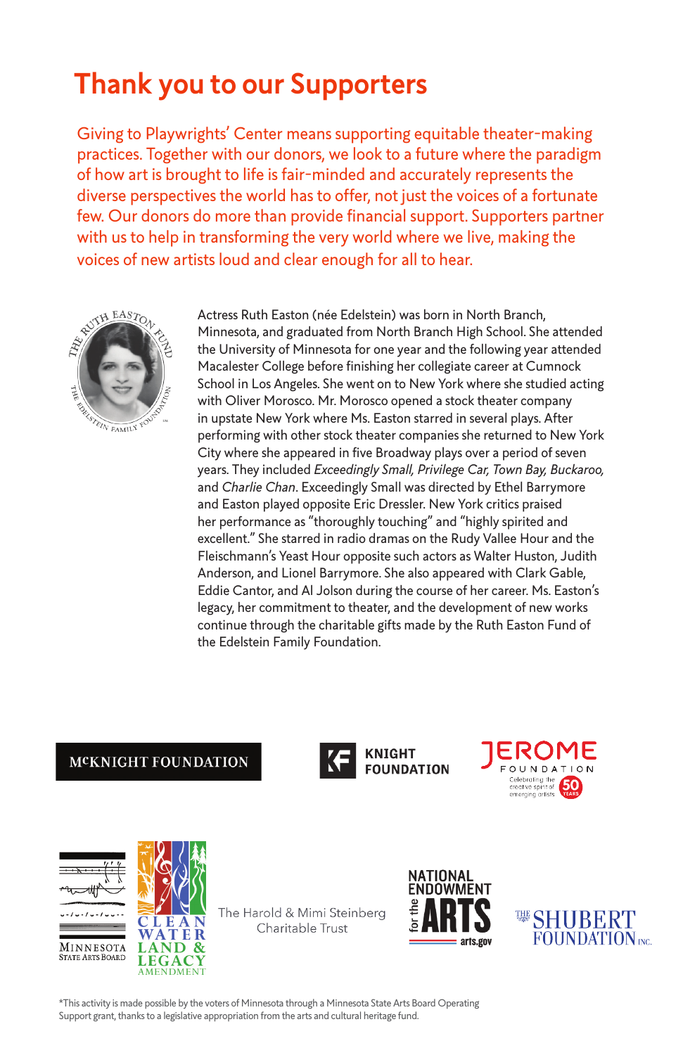# Thank you to our Supporters

Giving to Playwrights' Center means supporting equitable theater-making practices. Together with our donors, we look to a future where the paradigm of how art is brought to life is fair-minded and accurately represents the diverse perspectives the world has to offer, not just the voices of a fortunate few. Our donors do more than provide financial support. Supporters partner with us to help in transforming the very world where we live, making the voices of new artists loud and clear enough for all to hear.

THE RUTH EASTON FUND — THE EDELSTEIN FAMILY FOUNDATION

Actress Ruth Easton (née Edelstein) was born in North Branch, Minnesota, and graduated from North Branch High School. She attended the University of Minnesota for one year and the following year attended Macalester College before finishing her collegiate career at Cumnock School in Los Angeles. She went on to New York where she studied acting with Oliver Morosco. Mr. Morosco opened a stock theater company in upstate New York where Ms. Easton starred in several plays. After performing with other stock theater companies she returned to New York City where she appeared in five Broadway plays over a period of seven years. They included *Exceedingly Small, Privilege Car, Town Bay, Buckaroo,* and *Charlie Chan*. Exceedingly Small was directed by Ethel Barrymore and Easton played opposite Eric Dressler. New York critics praised her performance as "thoroughly touching" and "highly spirited and excellent." She starred in radio dramas on the Rudy Vallee Hour and the Fleischmann's Yeast Hour opposite such actors as Walter Huston, Judith Anderson, and Lionel Barrymore. She also appeared with Clark Gable, Eddie Cantor, and Al Jolson during the course of her career. Ms. Easton's legacy, her commitment to theater, and the development of new works continue through the charitable gifts made by the Ruth Easton Fund of the Edelstein Family Foundation.

McKNIGHT FOUNDATION

KNIGHT FOUNDATION

JEROME FOUNDATION — Celebrating the creative spirit of emerging artists — 50 YEARS

MINNESOTA STATE ARTS BOARD

CLEAN WATER LAND & LEGACY AMENDMENT

The Harold & Mimi Steinberg Charitable Trust

NATIONAL ENDOWMENT for the ARTS — arts.gov

THE SHUBERT FOUNDATION INC.

*This activity is made possible by the voters of Minnesota through a Minnesota State Arts Board Operating Support grant, thanks to a legislative appropriation from the arts and cultural heritage fund.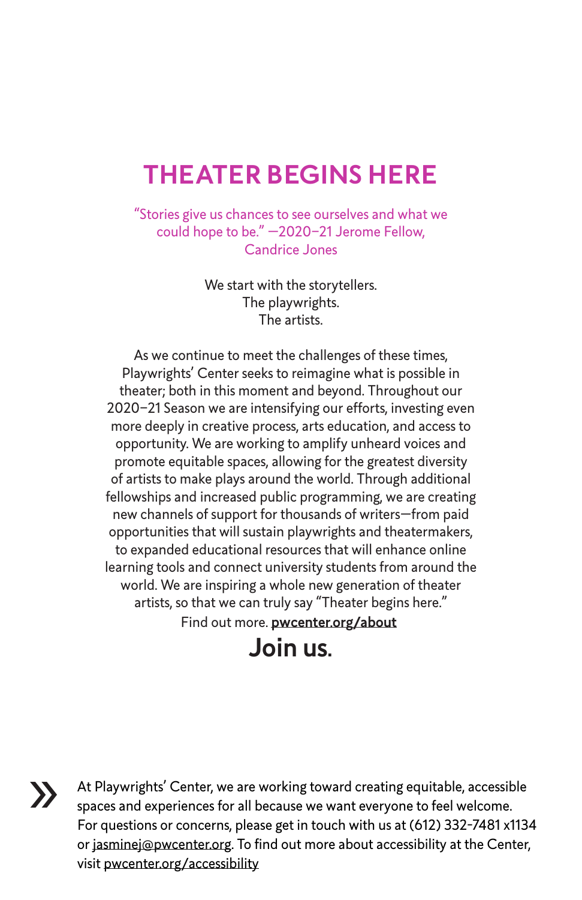# THEATER BEGINS HERE

"Stories give us chances to see ourselves and what we could hope to be." —2020–21 Jerome Fellow, Candrice Jones

We start with the storytellers.
The playwrights.
The artists.

As we continue to meet the challenges of these times, Playwrights' Center seeks to reimagine what is possible in theater; both in this moment and beyond. Throughout our 2020–21 Season we are intensifying our efforts, investing even more deeply in creative process, arts education, and access to opportunity. We are working to amplify unheard voices and promote equitable spaces, allowing for the greatest diversity of artists to make plays around the world. Through additional fellowships and increased public programming, we are creating new channels of support for thousands of writers—from paid opportunities that will sustain playwrights and theatermakers, to expanded educational resources that will enhance online learning tools and connect university students from around the world. We are inspiring a whole new generation of theater artists, so that we can truly say "Theater begins here."

Find out more. **pwcenter.org/about**

## Join us.

» At Playwrights' Center, we are working toward creating equitable, accessible spaces and experiences for all because we want everyone to feel welcome. For questions or concerns, please get in touch with us at (612) 332-7481 x1134 or jasminej@pwcenter.org. To find out more about accessibility at the Center, visit pwcenter.org/accessibility